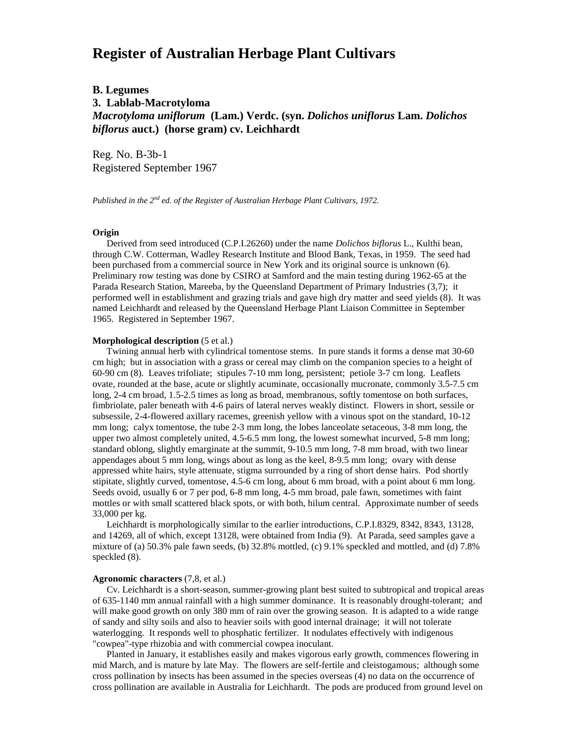# Register of Australian Herbage Plant Cultivars

**B. Legumes**

**3. Lablab-Macrotyloma**

***Macrotyloma uniflorum* (Lam.) Verdc. (syn. *Dolichos uniflorus* Lam. *Dolichos biflorus* auct.) (horse gram) cv. Leichhardt**

Reg. No. B-3b-1
Registered September 1967

*Published in the 2nd ed. of the Register of Australian Herbage Plant Cultivars, 1972.*

**Origin**

Derived from seed introduced (C.P.I.26260) under the name *Dolichos biflorus* L., Kulthi bean, through C.W. Cotterman, Wadley Research Institute and Blood Bank, Texas, in 1959. The seed had been purchased from a commercial source in New York and its original source is unknown (6). Preliminary row testing was done by CSIRO at Samford and the main testing during 1962-65 at the Parada Research Station, Mareeba, by the Queensland Department of Primary Industries (3,7); it performed well in establishment and grazing trials and gave high dry matter and seed yields (8). It was named Leichhardt and released by the Queensland Herbage Plant Liaison Committee in September 1965. Registered in September 1967.

**Morphological description** (5 et al.)

Twining annual herb with cylindrical tomentose stems. In pure stands it forms a dense mat 30-60 cm high; but in association with a grass or cereal may climb on the companion species to a height of 60-90 cm (8). Leaves trifoliate; stipules 7-10 mm long, persistent; petiole 3-7 cm long. Leaflets ovate, rounded at the base, acute or slightly acuminate, occasionally mucronate, commonly 3.5-7.5 cm long, 2-4 cm broad, 1.5-2.5 times as long as broad, membranous, softly tomentose on both surfaces, fimbriolate, paler beneath with 4-6 pairs of lateral nerves weakly distinct. Flowers in short, sessile or subsessile, 2-4-flowered axillary racemes, greenish yellow with a vinous spot on the standard, 10-12 mm long; calyx tomentose, the tube 2-3 mm long, the lobes lanceolate setaceous, 3-8 mm long, the upper two almost completely united, 4.5-6.5 mm long, the lowest somewhat incurved, 5-8 mm long; standard oblong, slightly emarginate at the summit, 9-10.5 mm long, 7-8 mm broad, with two linear appendages about 5 mm long, wings about as long as the keel, 8-9.5 mm long; ovary with dense appressed white hairs, style attenuate, stigma surrounded by a ring of short dense hairs. Pod shortly stipitate, slightly curved, tomentose, 4.5-6 cm long, about 6 mm broad, with a point about 6 mm long. Seeds ovoid, usually 6 or 7 per pod, 6-8 mm long, 4-5 mm broad, pale fawn, sometimes with faint mottles or with small scattered black spots, or with both, hilum central. Approximate number of seeds 33,000 per kg.

Leichhardt is morphologically similar to the earlier introductions, C.P.I.8329, 8342, 8343, 13128, and 14269, all of which, except 13128, were obtained from India (9). At Parada, seed samples gave a mixture of (a) 50.3% pale fawn seeds, (b) 32.8% mottled, (c) 9.1% speckled and mottled, and (d) 7.8% speckled (8).

**Agronomic characters** (7,8, et al.)

Cv. Leichhardt is a short-season, summer-growing plant best suited to subtropical and tropical areas of 635-1140 mm annual rainfall with a high summer dominance. It is reasonably drought-tolerant; and will make good growth on only 380 mm of rain over the growing season. It is adapted to a wide range of sandy and silty soils and also to heavier soils with good internal drainage; it will not tolerate waterlogging. It responds well to phosphatic fertilizer. It nodulates effectively with indigenous "cowpea"-type rhizobia and with commercial cowpea inoculant.

Planted in January, it establishes easily and makes vigorous early growth, commences flowering in mid March, and is mature by late May. The flowers are self-fertile and cleistogamous; although some cross pollination by insects has been assumed in the species overseas (4) no data on the occurrence of cross pollination are available in Australia for Leichhardt. The pods are produced from ground level on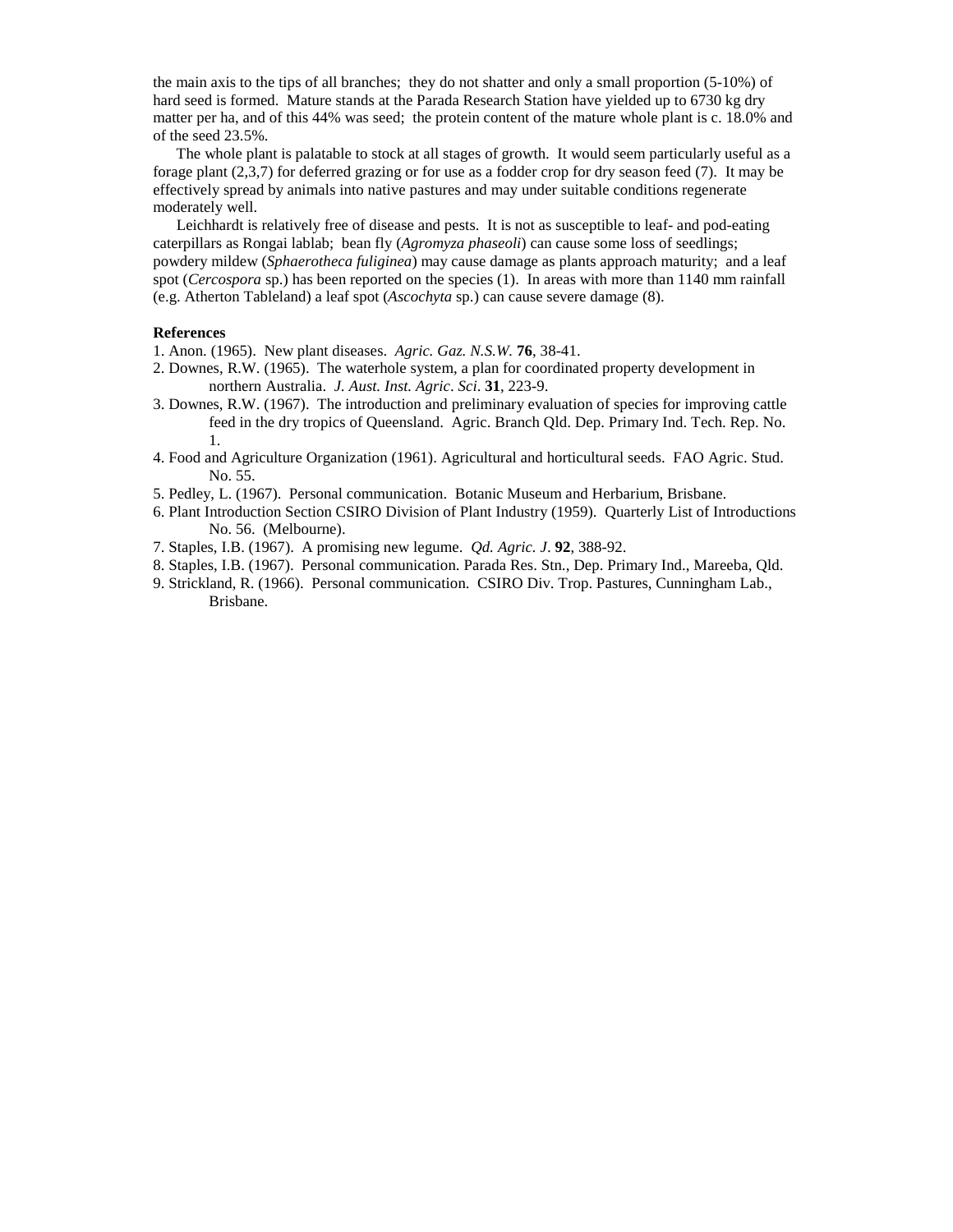the main axis to the tips of all branches; they do not shatter and only a small proportion (5-10%) of hard seed is formed. Mature stands at the Parada Research Station have yielded up to 6730 kg dry matter per ha, and of this 44% was seed; the protein content of the mature whole plant is c. 18.0% and of the seed 23.5%.

The whole plant is palatable to stock at all stages of growth. It would seem particularly useful as a forage plant (2,3,7) for deferred grazing or for use as a fodder crop for dry season feed (7). It may be effectively spread by animals into native pastures and may under suitable conditions regenerate moderately well.

Leichhardt is relatively free of disease and pests. It is not as susceptible to leaf- and pod-eating caterpillars as Rongai lablab; bean fly (*Agromyza phaseoli*) can cause some loss of seedlings; powdery mildew (*Sphaerotheca fuliginea*) may cause damage as plants approach maturity; and a leaf spot (*Cercospora* sp.) has been reported on the species (1). In areas with more than 1140 mm rainfall (e.g. Atherton Tableland) a leaf spot (*Ascochyta* sp.) can cause severe damage (8).

**References**

1. Anon. (1965). New plant diseases. *Agric. Gaz. N.S.W.* **76**, 38-41.
2. Downes, R.W. (1965). The waterhole system, a plan for coordinated property development in northern Australia. *J. Aust. Inst. Agric. Sci*. **31**, 223-9.
3. Downes, R.W. (1967). The introduction and preliminary evaluation of species for improving cattle feed in the dry tropics of Queensland. Agric. Branch Qld. Dep. Primary Ind. Tech. Rep. No. 1.
4. Food and Agriculture Organization (1961). Agricultural and horticultural seeds. FAO Agric. Stud. No. 55.
5. Pedley, L. (1967). Personal communication. Botanic Museum and Herbarium, Brisbane.
6. Plant Introduction Section CSIRO Division of Plant Industry (1959). Quarterly List of Introductions No. 56. (Melbourne).
7. Staples, I.B. (1967). A promising new legume. *Qd. Agric. J*. **92**, 388-92.
8. Staples, I.B. (1967). Personal communication. Parada Res. Stn., Dep. Primary Ind., Mareeba, Qld.
9. Strickland, R. (1966). Personal communication. CSIRO Div. Trop. Pastures, Cunningham Lab., Brisbane.